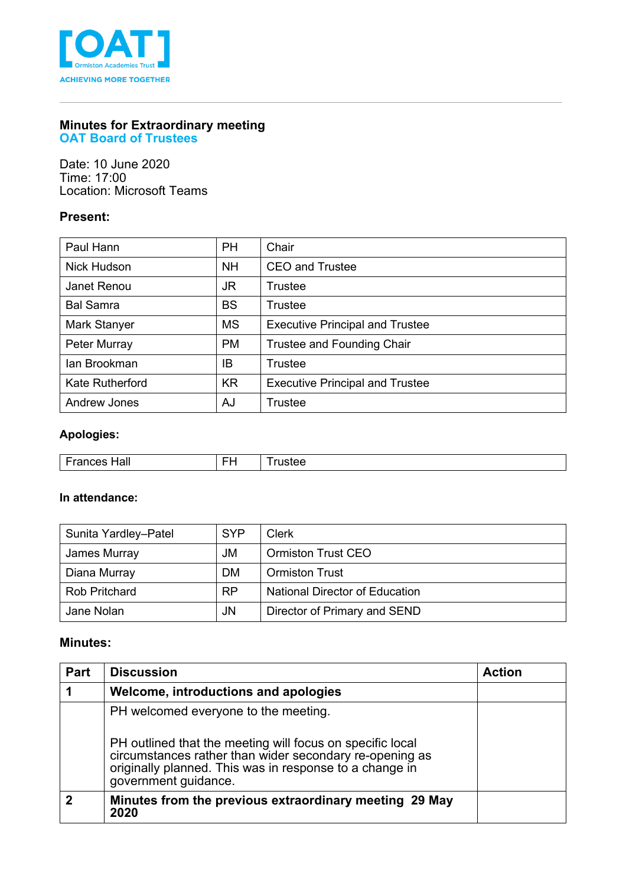[OAT]
Ormiston Academies Trust
ACHIEVING MORE TOGETHER

## Minutes for Extraordinary meeting
## OAT Board of Trustees

Date: 10 June 2020
Time: 17:00
Location: Microsoft Teams

### Present:

| Paul Hann | PH | Chair |
|---|---|---|
| Nick Hudson | NH | CEO and Trustee |
| Janet Renou | JR | Trustee |
| Bal Samra | BS | Trustee |
| Mark Stanyer | MS | Executive Principal and Trustee |
| Peter Murray | PM | Trustee and Founding Chair |
| Ian Brookman | IB | Trustee |
| Kate Rutherford | KR | Executive Principal and Trustee |
| Andrew Jones | AJ | Trustee |

### Apologies:

| Frances Hall | FH | Trustee |
|---|---|---|

### In attendance:

| Sunita Yardley–Patel | SYP | Clerk |
|---|---|---|
| James Murray | JM | Ormiston Trust CEO |
| Diana Murray | DM | Ormiston Trust |
| Rob Pritchard | RP | National Director of Education |
| Jane Nolan | JN | Director of Primary and SEND |

### Minutes:

| Part | Discussion | Action |
|---|---|---|
| **1** | **Welcome, introductions and apologies** | |
| | PH welcomed everyone to the meeting.<br><br>PH outlined that the meeting will focus on specific local circumstances rather than wider secondary re-opening as originally planned. This was in response to a change in government guidance. | |
| **2** | **Minutes from the previous extraordinary meeting 29 May 2020** | |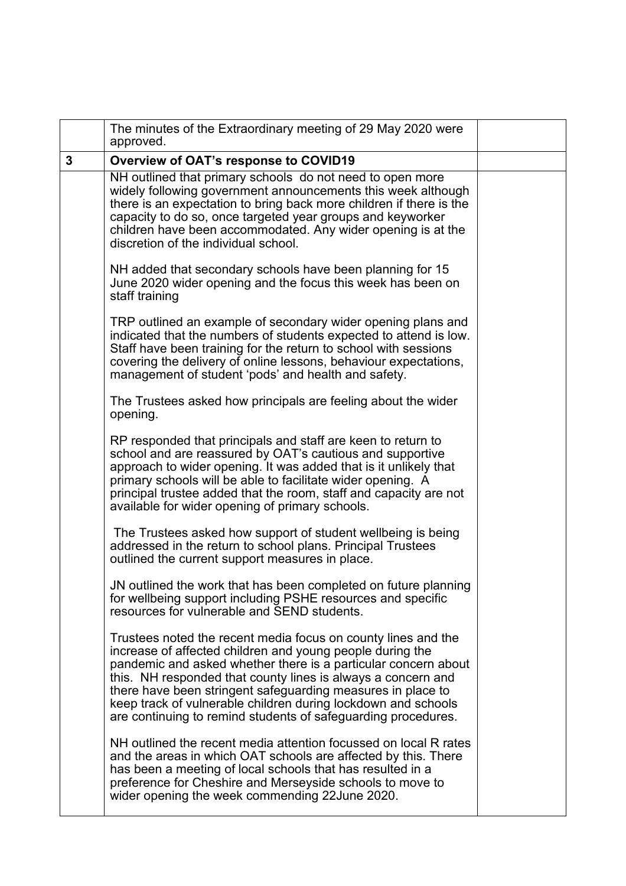| | | |
|---|---|---|
| | The minutes of the Extraordinary meeting of 29 May 2020 were approved. | |
| **3** | **Overview of OAT's response to COVID19** | |
| | NH outlined that primary schools do not need to open more widely following government announcements this week although there is an expectation to bring back more children if there is the capacity to do so, once targeted year groups and keyworker children have been accommodated. Any wider opening is at the discretion of the individual school.<br><br>NH added that secondary schools have been planning for 15 June 2020 wider opening and the focus this week has been on staff training<br><br>TRP outlined an example of secondary wider opening plans and indicated that the numbers of students expected to attend is low. Staff have been training for the return to school with sessions covering the delivery of online lessons, behaviour expectations, management of student 'pods' and health and safety.<br><br>The Trustees asked how principals are feeling about the wider opening.<br><br>RP responded that principals and staff are keen to return to school and are reassured by OAT's cautious and supportive approach to wider opening. It was added that is it unlikely that primary schools will be able to facilitate wider opening. A principal trustee added that the room, staff and capacity are not available for wider opening of primary schools.<br><br>The Trustees asked how support of student wellbeing is being addressed in the return to school plans. Principal Trustees outlined the current support measures in place.<br><br>JN outlined the work that has been completed on future planning for wellbeing support including PSHE resources and specific resources for vulnerable and SEND students.<br><br>Trustees noted the recent media focus on county lines and the increase of affected children and young people during the pandemic and asked whether there is a particular concern about this. NH responded that county lines is always a concern and there have been stringent safeguarding measures in place to keep track of vulnerable children during lockdown and schools are continuing to remind students of safeguarding procedures.<br><br>NH outlined the recent media attention focussed on local R rates and the areas in which OAT schools are affected by this. There has been a meeting of local schools that has resulted in a preference for Cheshire and Merseyside schools to move to wider opening the week commending 22June 2020. | |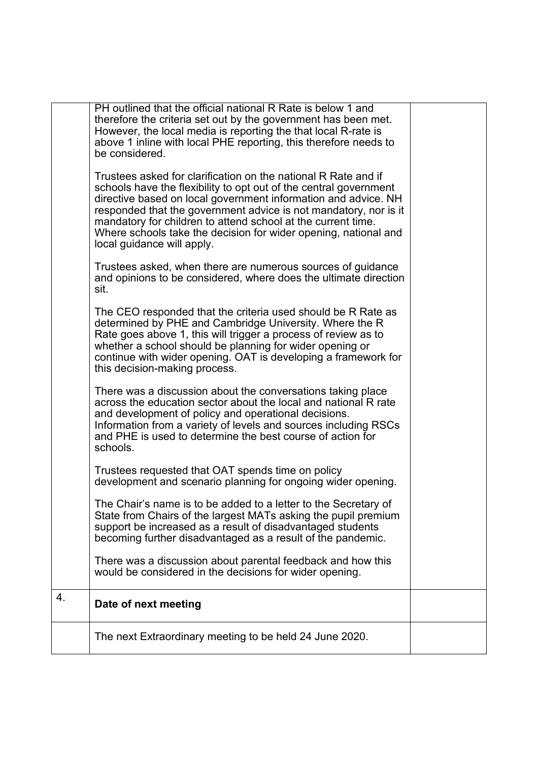| | | |
|---|---|---|
| | PH outlined that the official national R Rate is below 1 and therefore the criteria set out by the government has been met. However, the local media is reporting the that local R-rate is above 1 inline with local PHE reporting, this therefore needs to be considered.<br><br>Trustees asked for clarification on the national R Rate and if schools have the flexibility to opt out of the central government directive based on local government information and advice. NH responded that the government advice is not mandatory, nor is it mandatory for children to attend school at the current time. Where schools take the decision for wider opening, national and local guidance will apply.<br><br>Trustees asked, when there are numerous sources of guidance and opinions to be considered, where does the ultimate direction sit.<br><br>The CEO responded that the criteria used should be R Rate as determined by PHE and Cambridge University. Where the R Rate goes above 1, this will trigger a process of review as to whether a school should be planning for wider opening or continue with wider opening. OAT is developing a framework for this decision-making process.<br><br>There was a discussion about the conversations taking place across the education sector about the local and national R rate and development of policy and operational decisions. Information from a variety of levels and sources including RSCs and PHE is used to determine the best course of action for schools.<br><br>Trustees requested that OAT spends time on policy development and scenario planning for ongoing wider opening.<br><br>The Chair's name is to be added to a letter to the Secretary of State from Chairs of the largest MATs asking the pupil premium support be increased as a result of disadvantaged students becoming further disadvantaged as a result of the pandemic.<br><br>There was a discussion about parental feedback and how this would be considered in the decisions for wider opening. | |
| 4. | **Date of next meeting** | |
| | The next Extraordinary meeting to be held 24 June 2020. | |